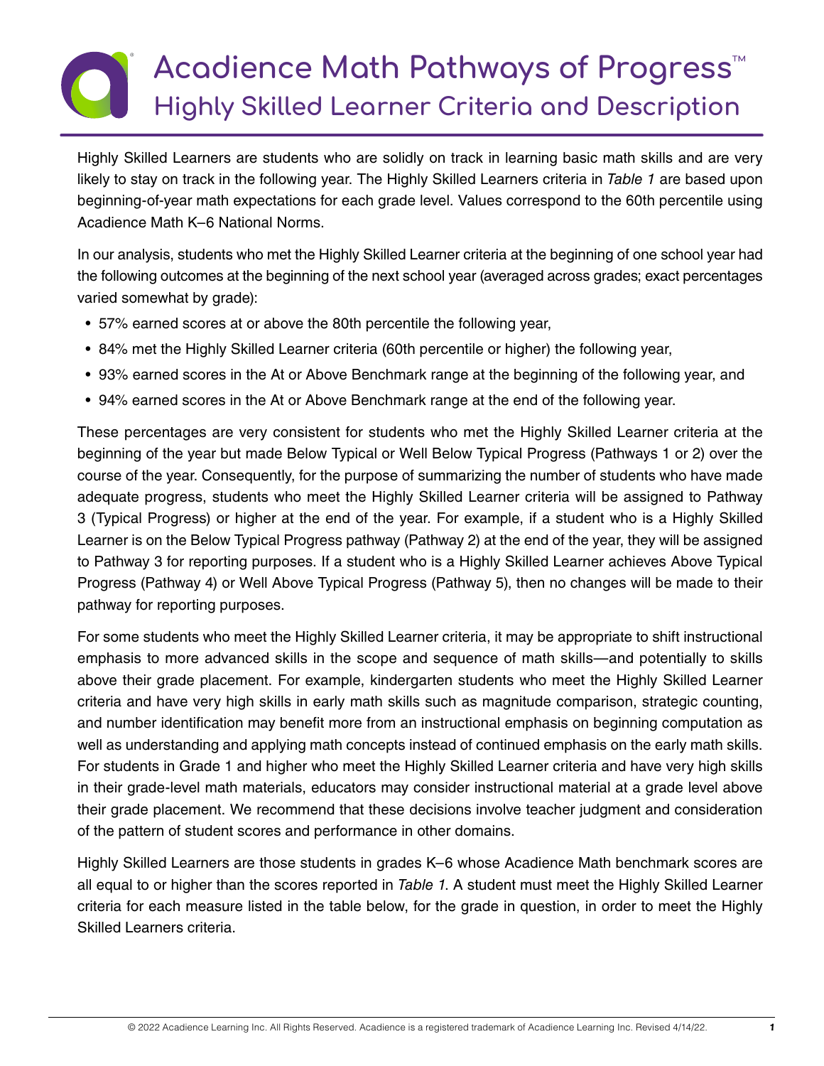# Acadience Math Pathways of Progress™

## Highly Skilled Learner Criteria and Description

Highly Skilled Learners are students who are solidly on track in learning basic math skills and are very likely to stay on track in the following year. The Highly Skilled Learners criteria in *Table 1* are based upon beginning-of-year math expectations for each grade level. Values correspond to the 60th percentile using Acadience Math K–6 National Norms.

In our analysis, students who met the Highly Skilled Learner criteria at the beginning of one school year had the following outcomes at the beginning of the next school year (averaged across grades; exact percentages varied somewhat by grade):

- 57% earned scores at or above the 80th percentile the following year,
- 84% met the Highly Skilled Learner criteria (60th percentile or higher) the following year,
- 93% earned scores in the At or Above Benchmark range at the beginning of the following year, and
- 94% earned scores in the At or Above Benchmark range at the end of the following year.

These percentages are very consistent for students who met the Highly Skilled Learner criteria at the beginning of the year but made Below Typical or Well Below Typical Progress (Pathways 1 or 2) over the course of the year. Consequently, for the purpose of summarizing the number of students who have made adequate progress, students who meet the Highly Skilled Learner criteria will be assigned to Pathway 3 (Typical Progress) or higher at the end of the year. For example, if a student who is a Highly Skilled Learner is on the Below Typical Progress pathway (Pathway 2) at the end of the year, they will be assigned to Pathway 3 for reporting purposes. If a student who is a Highly Skilled Learner achieves Above Typical Progress (Pathway 4) or Well Above Typical Progress (Pathway 5), then no changes will be made to their pathway for reporting purposes.

For some students who meet the Highly Skilled Learner criteria, it may be appropriate to shift instructional emphasis to more advanced skills in the scope and sequence of math skills—and potentially to skills above their grade placement. For example, kindergarten students who meet the Highly Skilled Learner criteria and have very high skills in early math skills such as magnitude comparison, strategic counting, and number identification may benefit more from an instructional emphasis on beginning computation as well as understanding and applying math concepts instead of continued emphasis on the early math skills. For students in Grade 1 and higher who meet the Highly Skilled Learner criteria and have very high skills in their grade-level math materials, educators may consider instructional material at a grade level above their grade placement. We recommend that these decisions involve teacher judgment and consideration of the pattern of student scores and performance in other domains.

Highly Skilled Learners are those students in grades K–6 whose Acadience Math benchmark scores are all equal to or higher than the scores reported in *Table 1*. A student must meet the Highly Skilled Learner criteria for each measure listed in the table below, for the grade in question, in order to meet the Highly Skilled Learners criteria.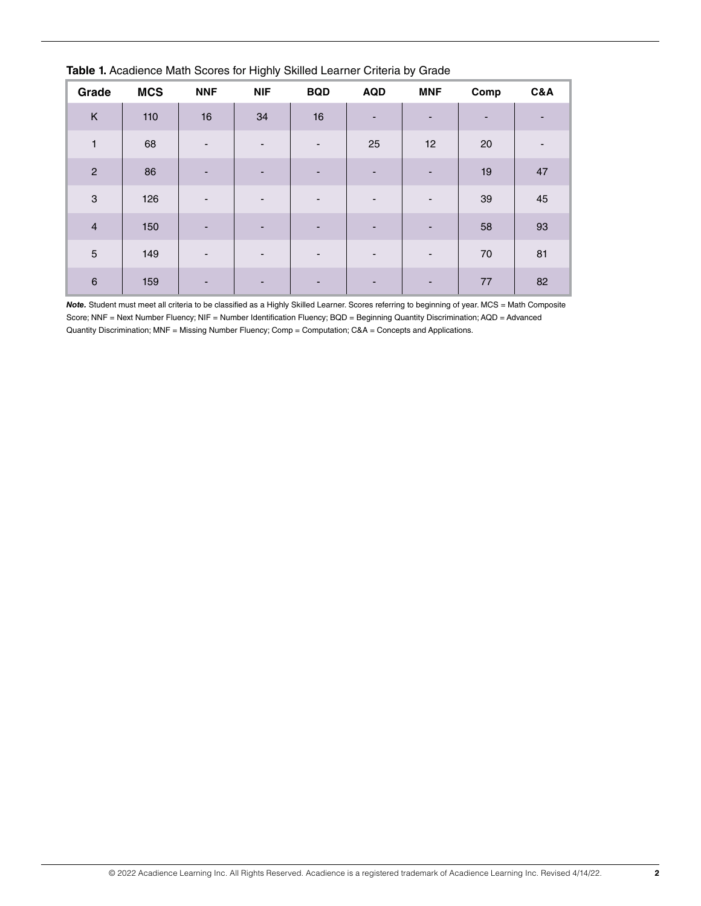**Table 1.** Acadience Math Scores for Highly Skilled Learner Criteria by Grade

| Grade | MCS | NNF | NIF | BQD | AQD | MNF | Comp | C&A |
|---|---|---|---|---|---|---|---|---|
| K | 110 | 16 | 34 | 16 | - | - | - | - |
| 1 | 68 | - | - | - | 25 | 12 | 20 | - |
| 2 | 86 | - | - | - | - | - | 19 | 47 |
| 3 | 126 | - | - | - | - | - | 39 | 45 |
| 4 | 150 | - | - | - | - | - | 58 | 93 |
| 5 | 149 | - | - | - | - | - | 70 | 81 |
| 6 | 159 | - | - | - | - | - | 77 | 82 |

***Note.*** Student must meet all criteria to be classified as a Highly Skilled Learner. Scores referring to beginning of year. MCS = Math Composite Score; NNF = Next Number Fluency; NIF = Number Identification Fluency; BQD = Beginning Quantity Discrimination; AQD = Advanced Quantity Discrimination; MNF = Missing Number Fluency; Comp = Computation; C&A = Concepts and Applications.

© 2022 Acadience Learning Inc. All Rights Reserved. Acadience is a registered trademark of Acadience Learning Inc. Revised 4/14/22.